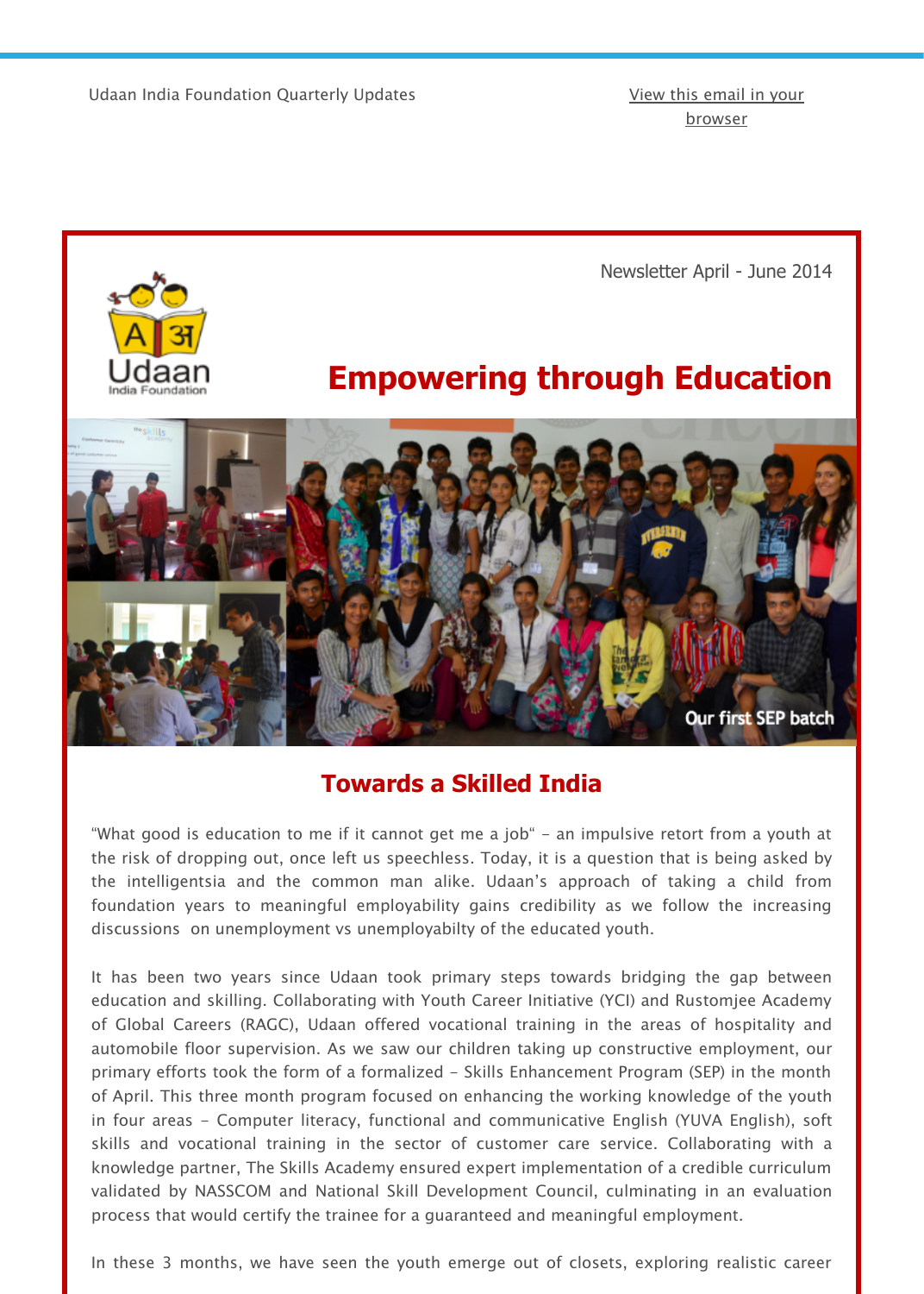Udaan India Foundation Quarterly Updates

View this email in your browser

Newsletter April - June 2014

# Empowering through Education

Our first SEP batch

## Towards a Skilled India

"What good is education to me if it cannot get me a job" - an impulsive retort from a youth at the risk of dropping out, once left us speechless. Today, it is a question that is being asked by the intelligentsia and the common man alike. Udaan's approach of taking a child from foundation years to meaningful employability gains credibility as we follow the increasing discussions on unemployment vs unemployabilty of the educated youth.

It has been two years since Udaan took primary steps towards bridging the gap between education and skilling. Collaborating with Youth Career Initiative (YCI) and Rustomjee Academy of Global Careers (RAGC), Udaan offered vocational training in the areas of hospitality and automobile floor supervision. As we saw our children taking up constructive employment, our primary efforts took the form of a formalized - Skills Enhancement Program (SEP) in the month of April. This three month program focused on enhancing the working knowledge of the youth in four areas - Computer literacy, functional and communicative English (YUVA English), soft skills and vocational training in the sector of customer care service. Collaborating with a knowledge partner, The Skills Academy ensured expert implementation of a credible curriculum validated by NASSCOM and National Skill Development Council, culminating in an evaluation process that would certify the trainee for a guaranteed and meaningful employment.

In these 3 months, we have seen the youth emerge out of closets, exploring realistic career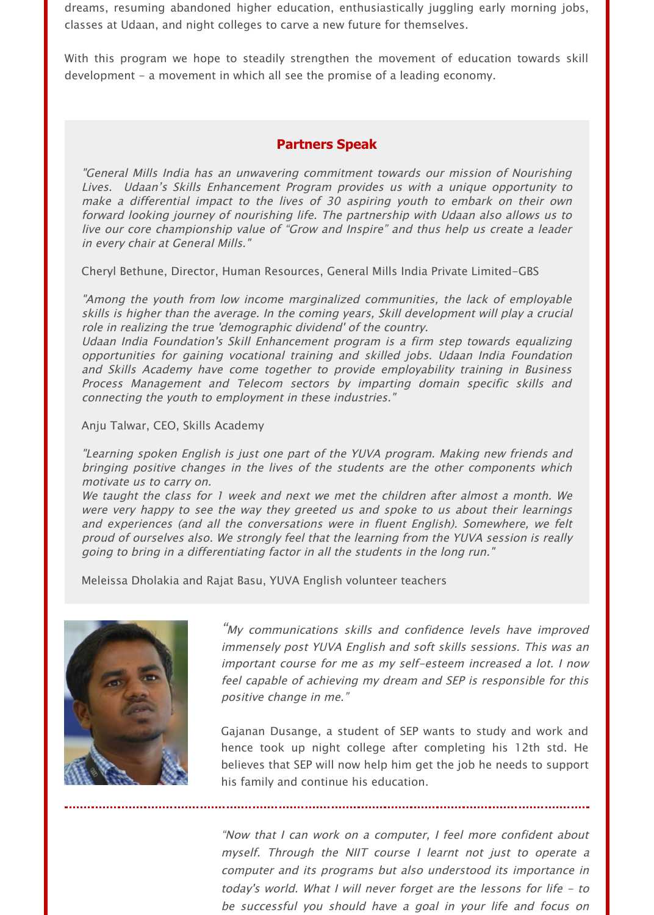dreams, resuming abandoned higher education, enthusiastically juggling early morning jobs, classes at Udaan, and night colleges to carve a new future for themselves.

With this program we hope to steadily strengthen the movement of education towards skill development - a movement in which all see the promise of a leading economy.

## Partners Speak

*"General Mills India has an unwavering commitment towards our mission of Nourishing Lives. Udaan's Skills Enhancement Program provides us with a unique opportunity to make a differential impact to the lives of 30 aspiring youth to embark on their own forward looking journey of nourishing life. The partnership with Udaan also allows us to live our core championship value of "Grow and Inspire" and thus help us create a leader in every chair at General Mills."*

Cheryl Bethune, Director, Human Resources, General Mills India Private Limited-GBS

*"Among the youth from low income marginalized communities, the lack of employable skills is higher than the average. In the coming years, Skill development will play a crucial role in realizing the true 'demographic dividend' of the country.*
*Udaan India Foundation's Skill Enhancement program is a firm step towards equalizing opportunities for gaining vocational training and skilled jobs. Udaan India Foundation and Skills Academy have come together to provide employability training in Business Process Management and Telecom sectors by imparting domain specific skills and connecting the youth to employment in these industries."*

Anju Talwar, CEO, Skills Academy

*"Learning spoken English is just one part of the YUVA program. Making new friends and bringing positive changes in the lives of the students are the other components which motivate us to carry on.*
*We taught the class for 1 week and next we met the children after almost a month. We were very happy to see the way they greeted us and spoke to us about their learnings and experiences (and all the conversations were in fluent English). Somewhere, we felt proud of ourselves also. We strongly feel that the learning from the YUVA session is really going to bring in a differentiating factor in all the students in the long run."*

Meleissa Dholakia and Rajat Basu, YUVA English volunteer teachers

*"My communications skills and confidence levels have improved immensely post YUVA English and soft skills sessions. This was an important course for me as my self-esteem increased a lot. I now feel capable of achieving my dream and SEP is responsible for this positive change in me."*

Gajanan Dusange, a student of SEP wants to study and work and hence took up night college after completing his 12th std. He believes that SEP will now help him get the job he needs to support his family and continue his education.

---

*"Now that I can work on a computer, I feel more confident about myself. Through the NIIT course I learnt not just to operate a computer and its programs but also understood its importance in today's world. What I will never forget are the lessons for life - to be successful you should have a goal in your life and focus on*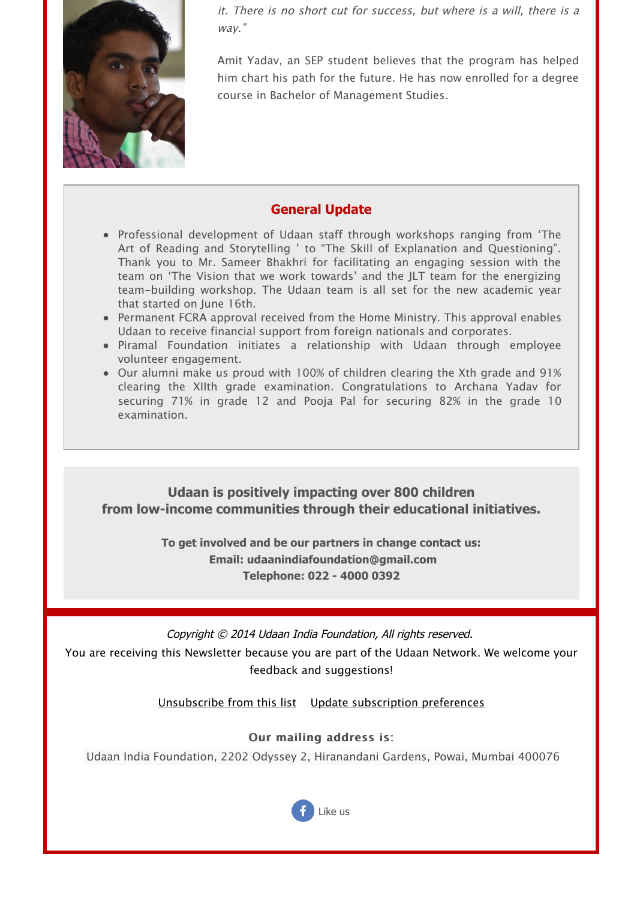*it. There is no short cut for success, but where is a will, there is a way."*

Amit Yadav, an SEP student believes that the program has helped him chart his path for the future. He has now enrolled for a degree course in Bachelor of Management Studies.

## General Update

- Professional development of Udaan staff through workshops ranging from 'The Art of Reading and Storytelling ' to "The Skill of Explanation and Questioning". Thank you to Mr. Sameer Bhakhri for facilitating an engaging session with the team on 'The Vision that we work towards' and the JLT team for the energizing team-building workshop. The Udaan team is all set for the new academic year that started on June 16th.
- Permanent FCRA approval received from the Home Ministry. This approval enables Udaan to receive financial support from foreign nationals and corporates.
- Piramal Foundation initiates a relationship with Udaan through employee volunteer engagement.
- Our alumni make us proud with 100% of children clearing the Xth grade and 91% clearing the XIIth grade examination. Congratulations to Archana Yadav for securing 71% in grade 12 and Pooja Pal for securing 82% in the grade 10 examination.

**Udaan is positively impacting over 800 children from low-income communities through their educational initiatives.**

**To get involved and be our partners in change contact us:**
**Email: udaanindiafoundation@gmail.com**
**Telephone: 022 - 4000 0392**

*Copyright © 2014 Udaan India Foundation, All rights reserved.*
You are receiving this Newsletter because you are part of the Udaan Network. We welcome your feedback and suggestions!

Unsubscribe from this list    Update subscription preferences

**Our mailing address is:**
Udaan India Foundation, 2202 Odyssey 2, Hiranandani Gardens, Powai, Mumbai 400076

Like us